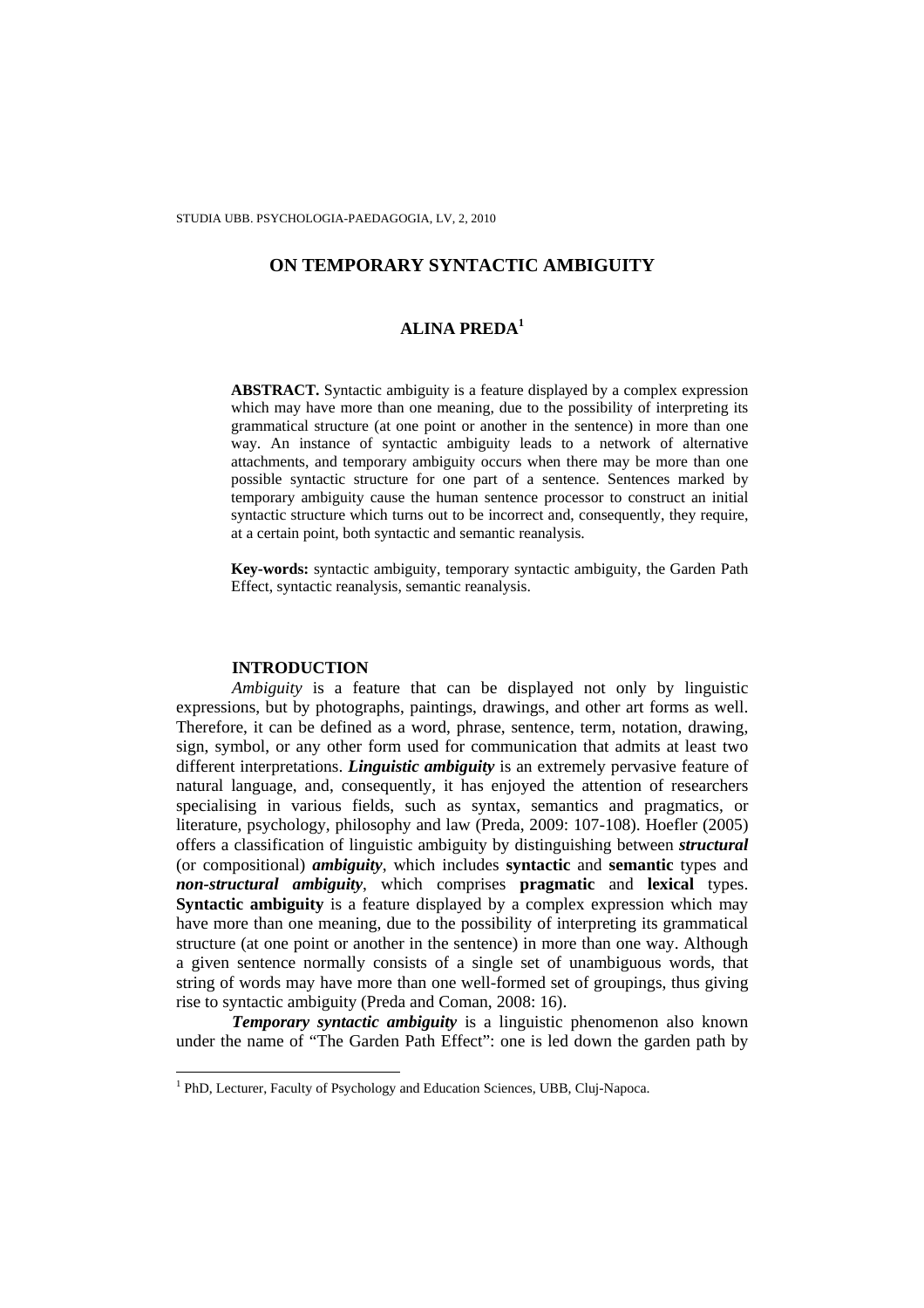# ON TEMPORARY SYNTACTIC AMBIGUITY

## ALINA PREDA[1]

**ABSTRACT.** Syntactic ambiguity is a feature displayed by a complex expression which may have more than one meaning, due to the possibility of interpreting its grammatical structure (at one point or another in the sentence) in more than one way. An instance of syntactic ambiguity leads to a network of alternative attachments, and temporary ambiguity occurs when there may be more than one possible syntactic structure for one part of a sentence. Sentences marked by temporary ambiguity cause the human sentence processor to construct an initial syntactic structure which turns out to be incorrect and, consequently, they require, at a certain point, both syntactic and semantic reanalysis.

**Key-words:** syntactic ambiguity, temporary syntactic ambiguity, the Garden Path Effect, syntactic reanalysis, semantic reanalysis.

### INTRODUCTION

*Ambiguity* is a feature that can be displayed not only by linguistic expressions, but by photographs, paintings, drawings, and other art forms as well. Therefore, it can be defined as a word, phrase, sentence, term, notation, drawing, sign, symbol, or any other form used for communication that admits at least two different interpretations. ***Linguistic ambiguity*** is an extremely pervasive feature of natural language, and, consequently, it has enjoyed the attention of researchers specialising in various fields, such as syntax, semantics and pragmatics, or literature, psychology, philosophy and law (Preda, 2009: 107-108). Hoefler (2005) offers a classification of linguistic ambiguity by distinguishing between ***structural*** (or compositional) ***ambiguity***, which includes **syntactic** and **semantic** types and ***non-structural ambiguity***, which comprises **pragmatic** and **lexical** types. **Syntactic ambiguity** is a feature displayed by a complex expression which may have more than one meaning, due to the possibility of interpreting its grammatical structure (at one point or another in the sentence) in more than one way. Although a given sentence normally consists of a single set of unambiguous words, that string of words may have more than one well-formed set of groupings, thus giving rise to syntactic ambiguity (Preda and Coman, 2008: 16).

***Temporary syntactic ambiguity*** is a linguistic phenomenon also known under the name of "The Garden Path Effect": one is led down the garden path by

[1] PhD, Lecturer, Faculty of Psychology and Education Sciences, UBB, Cluj-Napoca.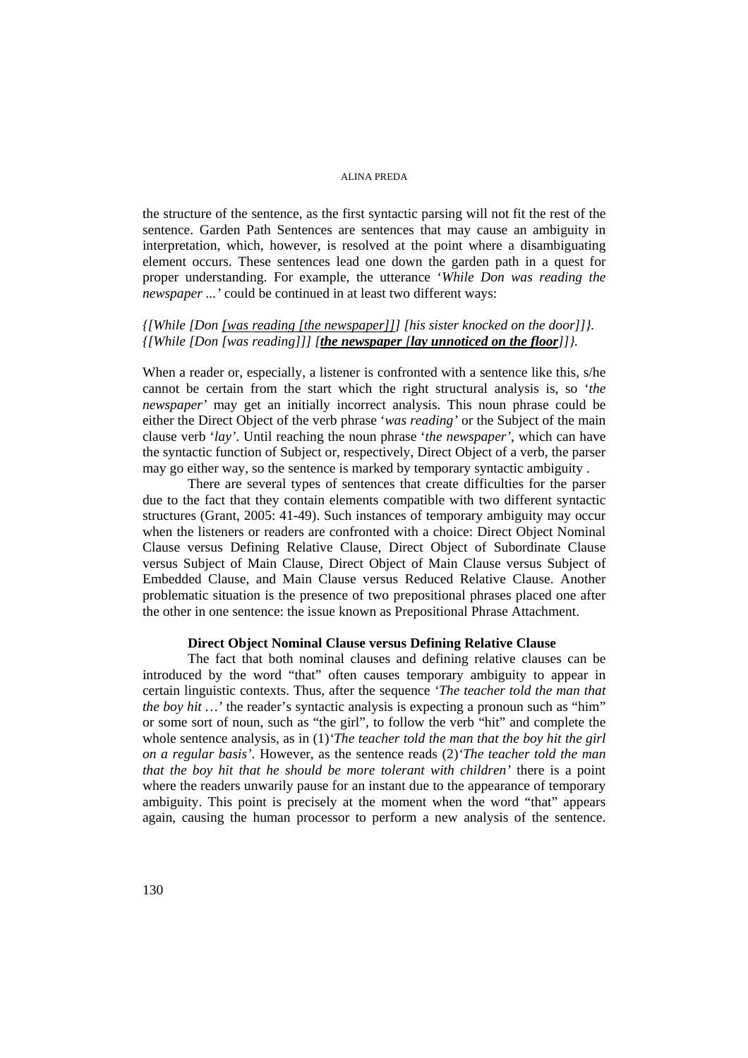the structure of the sentence, as the first syntactic parsing will not fit the rest of the sentence. Garden Path Sentences are sentences that may cause an ambiguity in interpretation, which, however, is resolved at the point where a disambiguating element occurs. These sentences lead one down the garden path in a quest for proper understanding. For example, the utterance '*While Don was reading the newspaper ...*' could be continued in at least two different ways:

*{[While [Don <u>[was reading [the newspaper]]]</u> [his sister knocked on the door]]}.*
*{[While [Don [was reading]]] [<u>**the newspaper**</u> [<u>**lay unnoticed on the floor**</u>]]}.*

When a reader or, especially, a listener is confronted with a sentence like this, s/he cannot be certain from the start which the right structural analysis is, so '*the newspaper*' may get an initially incorrect analysis. This noun phrase could be either the Direct Object of the verb phrase '*was reading*' or the Subject of the main clause verb '*lay*'. Until reaching the noun phrase '*the newspaper*', which can have the syntactic function of Subject or, respectively, Direct Object of a verb, the parser may go either way, so the sentence is marked by temporary syntactic ambiguity .

There are several types of sentences that create difficulties for the parser due to the fact that they contain elements compatible with two different syntactic structures (Grant, 2005: 41-49). Such instances of temporary ambiguity may occur when the listeners or readers are confronted with a choice: Direct Object Nominal Clause versus Defining Relative Clause, Direct Object of Subordinate Clause versus Subject of Main Clause, Direct Object of Main Clause versus Subject of Embedded Clause, and Main Clause versus Reduced Relative Clause. Another problematic situation is the presence of two prepositional phrases placed one after the other in one sentence: the issue known as Prepositional Phrase Attachment.

**Direct Object Nominal Clause versus Defining Relative Clause**

The fact that both nominal clauses and defining relative clauses can be introduced by the word "that" often causes temporary ambiguity to appear in certain linguistic contexts. Thus, after the sequence '*The teacher told the man that the boy hit* …' the reader's syntactic analysis is expecting a pronoun such as "him" or some sort of noun, such as "the girl", to follow the verb "hit" and complete the whole sentence analysis, as in (1)'*The teacher told the man that the boy hit the girl on a regular basis*'. However, as the sentence reads (2)'*The teacher told the man that the boy hit that he should be more tolerant with children*' there is a point where the readers unwarily pause for an instant due to the appearance of temporary ambiguity. This point is precisely at the moment when the word "that" appears again, causing the human processor to perform a new analysis of the sentence.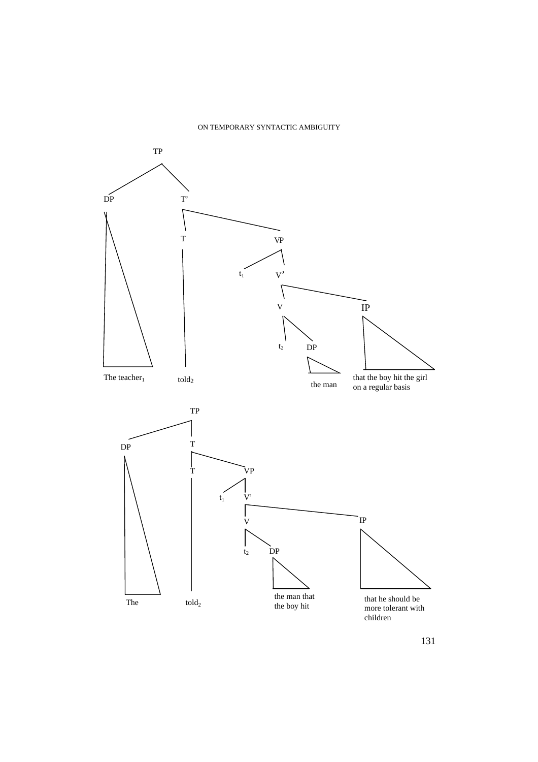TP

DP T'

T VP

$t_1$ V'

V IP

$t_2$ DP

The teacher$_1$ told$_2$ the man that the boy hit the girl on a regular basis

TP

DP T

T VP

$t_1$ V'

V IP

$t_2$ DP

The told$_2$ the man that the boy hit that he should be more tolerant with children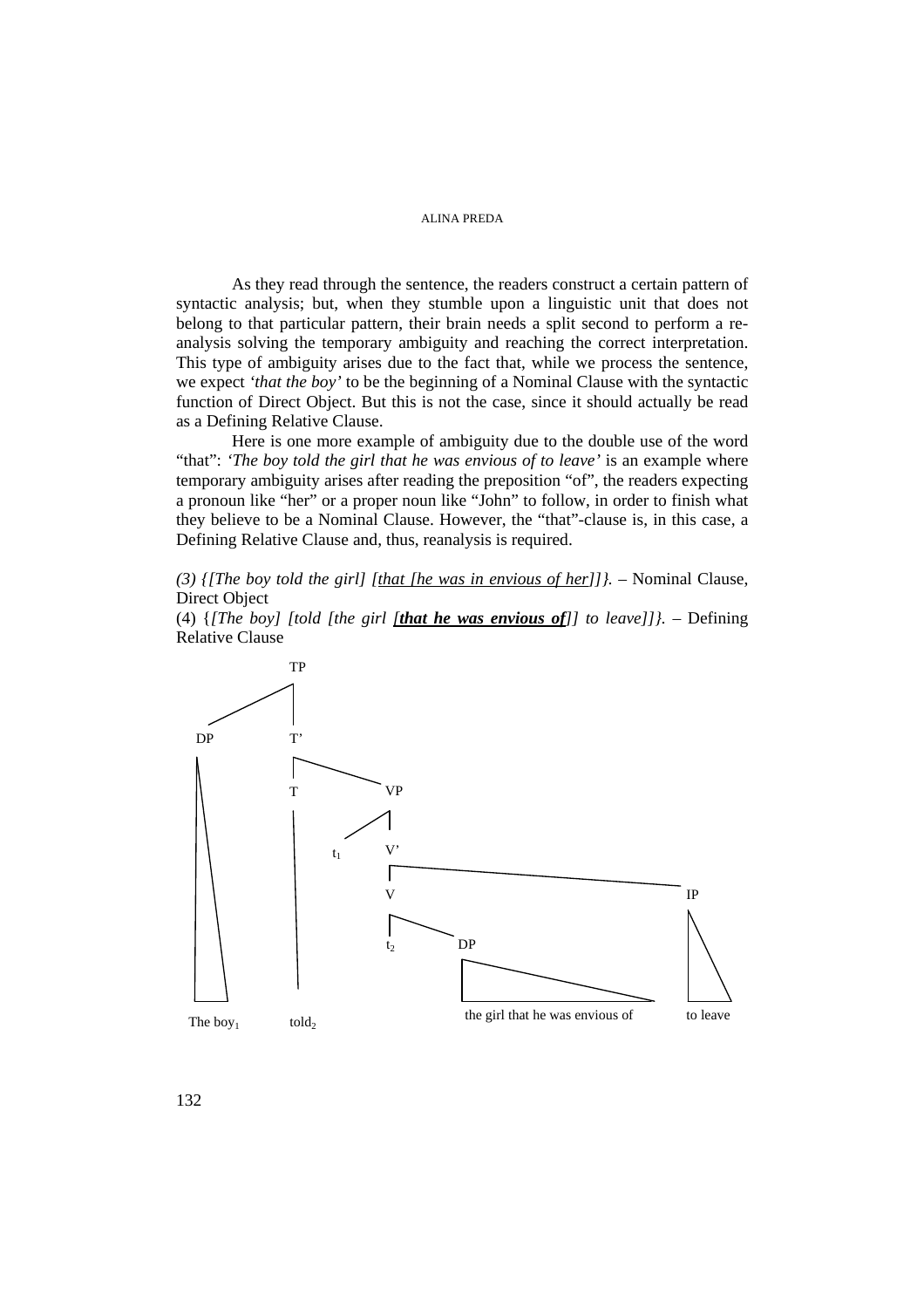As they read through the sentence, the readers construct a certain pattern of syntactic analysis; but, when they stumble upon a linguistic unit that does not belong to that particular pattern, their brain needs a split second to perform a re-analysis solving the temporary ambiguity and reaching the correct interpretation. This type of ambiguity arises due to the fact that, while we process the sentence, we expect *'that the boy'* to be the beginning of a Nominal Clause with the syntactic function of Direct Object. But this is not the case, since it should actually be read as a Defining Relative Clause.

Here is one more example of ambiguity due to the double use of the word "that": *'The boy told the girl that he was envious of to leave'* is an example where temporary ambiguity arises after reading the preposition "of", the readers expecting a pronoun like "her" or a proper noun like "John" to follow, in order to finish what they believe to be a Nominal Clause. However, the "that"-clause is, in this case, a Defining Relative Clause and, thus, reanalysis is required.

*(3) {[The boy told the girl] [that [he was in envious of her]]}.* – Nominal Clause, Direct Object

(4) *{[The boy] [told [the girl [**that he was envious of**]] to leave]]}.* – Defining Relative Clause

```
TP
├── DP: The boy₁
└── T'
    ├── T: told₂
    └── VP
        ├── t₁
        └── V'
            ├── V
            │   ├── t₂
            │   └── DP: the girl that he was envious of
            └── IP: to leave
```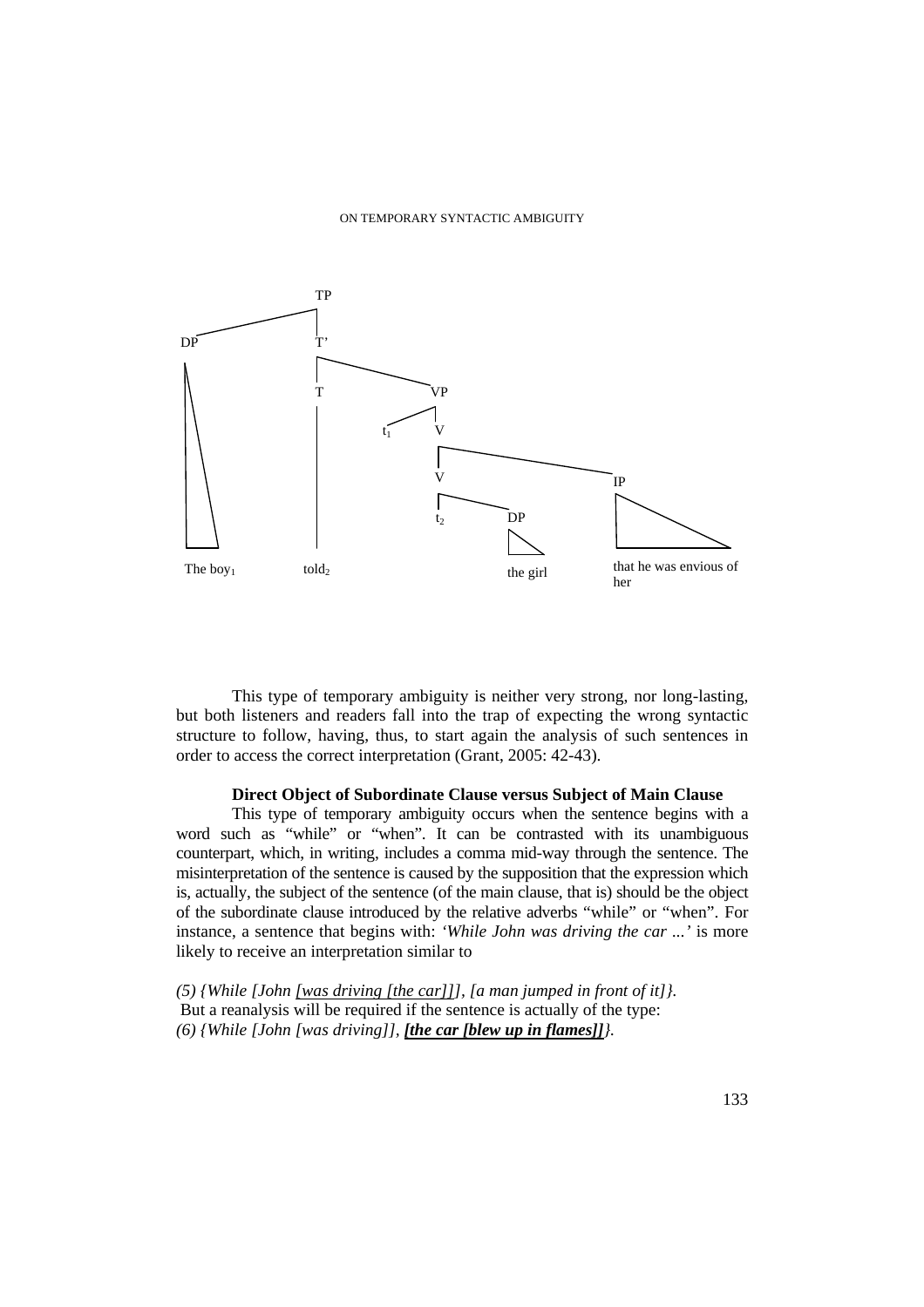```
                    TP
                   /  \
                 DP    T'
                 /\   /  \
                /  \ T    VP
               /    \|   /  \
              /      |  t1   V
             /       |      /  \
            /        |     V    IP
           /         |    / \   /\
          /          |   t2  DP/  \
         /           |       /\    \
The boy1           told2  the girl  that he was envious of her
```

This type of temporary ambiguity is neither very strong, nor long-lasting, but both listeners and readers fall into the trap of expecting the wrong syntactic structure to follow, having, thus, to start again the analysis of such sentences in order to access the correct interpretation (Grant, 2005: 42-43).

**Direct Object of Subordinate Clause versus Subject of Main Clause**

This type of temporary ambiguity occurs when the sentence begins with a word such as "while" or "when". It can be contrasted with its unambiguous counterpart, which, in writing, includes a comma mid-way through the sentence. The misinterpretation of the sentence is caused by the supposition that the expression which is, actually, the subject of the sentence (of the main clause, that is) should be the object of the subordinate clause introduced by the relative adverbs "while" or "when". For instance, a sentence that begins with: *'While John was driving the car ...'* is more likely to receive an interpretation similar to

*(5) {While [John <u>[was driving [the car]]]</u>, [a man jumped in front of it]}.*

But a reanalysis will be required if the sentence is actually of the type:

*(6) {While [John [was driving]], **<u>[the car [blew up in flames]]</u>**}.*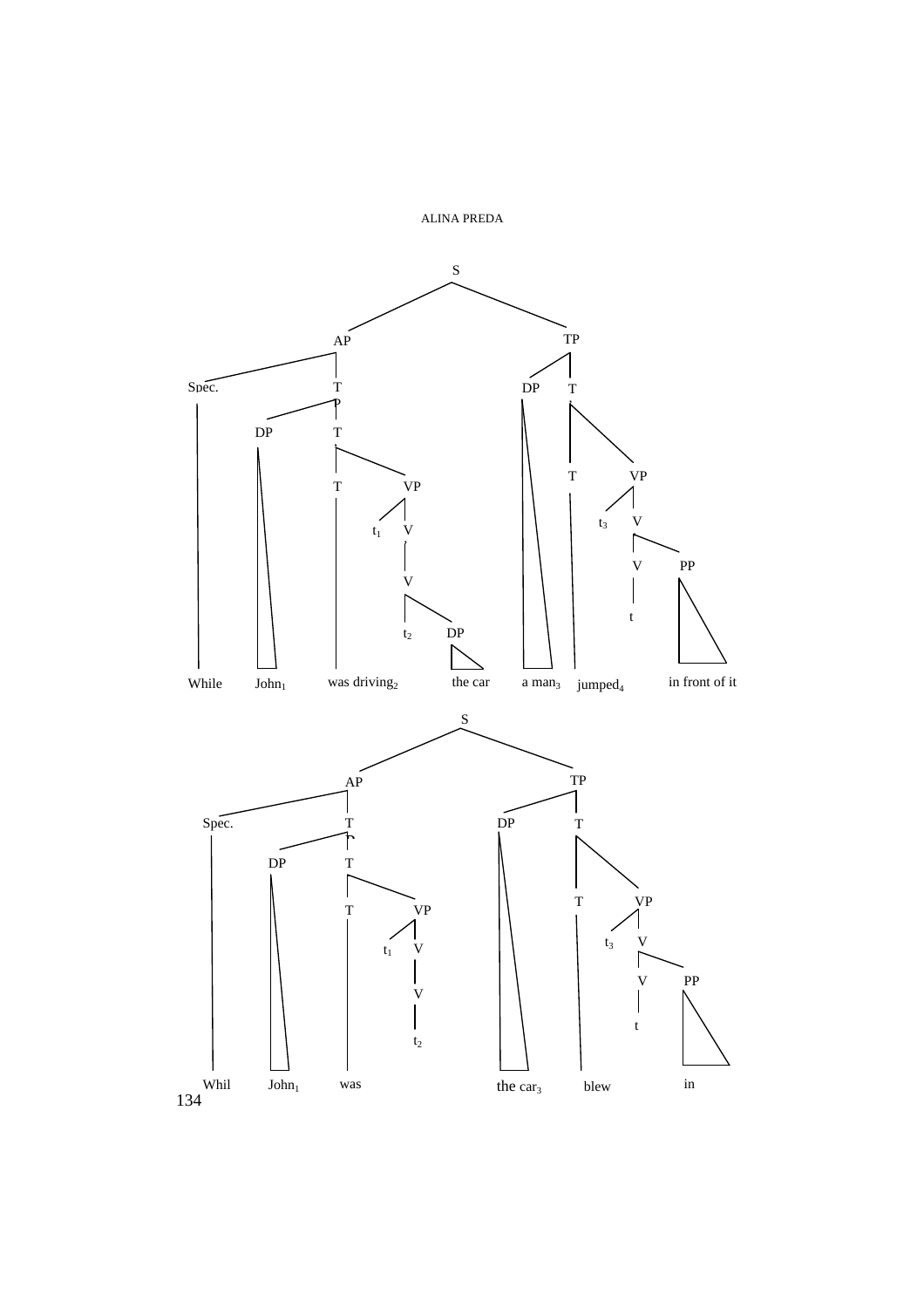```
[S [AP [Spec. While] [TP [DP John1] [T' [T was driving2] [VP t1 [V' [V' t2 [DP the car]]]]]]]
   [TP [DP a man3] [T' [T jumped4] [VP t3 [V' [V t] [PP in front of it]]]]]]
```

While John₁ was driving₂ the car a man₃ jumped₄ in front of it

```
[S [AP [Spec. Whil] [TP [DP John1] [T' [T was] [VP t1 [V' [V' t2]]]]]]
   [TP [DP the car3] [T' [T blew] [VP t3 [V' [V t] [PP in]]]]]]
```

Whil John₁ was the car₃ blew in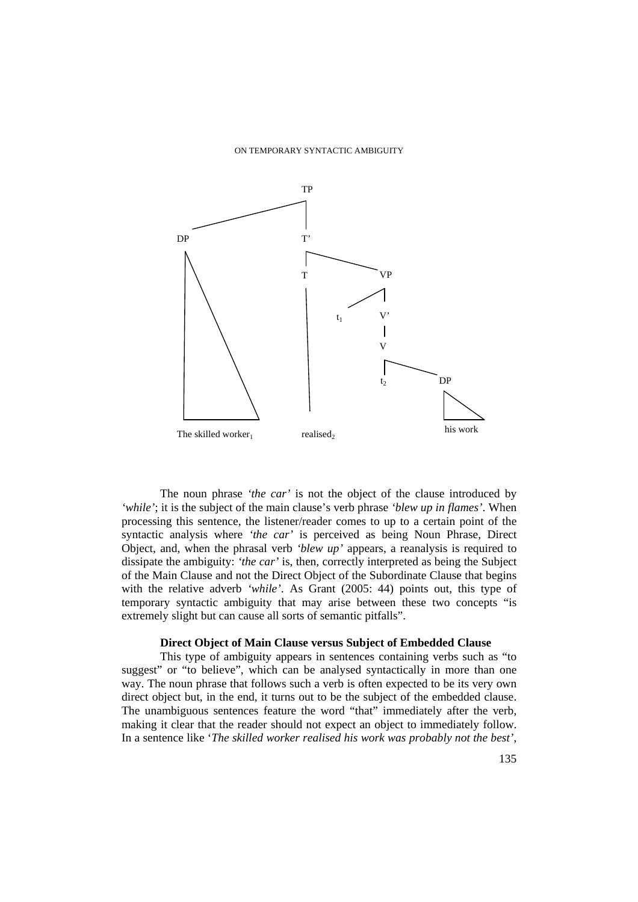```
[TP [DP The skilled worker1] [T' [T realised2] [VP t1 [V' [V t2 [DP his work]]]]]]
```

The noun phrase *'the car'* is not the object of the clause introduced by *'while'*; it is the subject of the main clause's verb phrase *'blew up in flames'*. When processing this sentence, the listener/reader comes to up to a certain point of the syntactic analysis where *'the car'* is perceived as being Noun Phrase, Direct Object, and, when the phrasal verb *'blew up'* appears, a reanalysis is required to dissipate the ambiguity: *'the car'* is, then, correctly interpreted as being the Subject of the Main Clause and not the Direct Object of the Subordinate Clause that begins with the relative adverb *'while'*. As Grant (2005: 44) points out, this type of temporary syntactic ambiguity that may arise between these two concepts "is extremely slight but can cause all sorts of semantic pitfalls".

**Direct Object of Main Clause versus Subject of Embedded Clause**

This type of ambiguity appears in sentences containing verbs such as "to suggest" or "to believe", which can be analysed syntactically in more than one way. The noun phrase that follows such a verb is often expected to be its very own direct object but, in the end, it turns out to be the subject of the embedded clause. The unambiguous sentences feature the word "that" immediately after the verb, making it clear that the reader should not expect an object to immediately follow. In a sentence like '*The skilled worker realised his work was probably not the best*',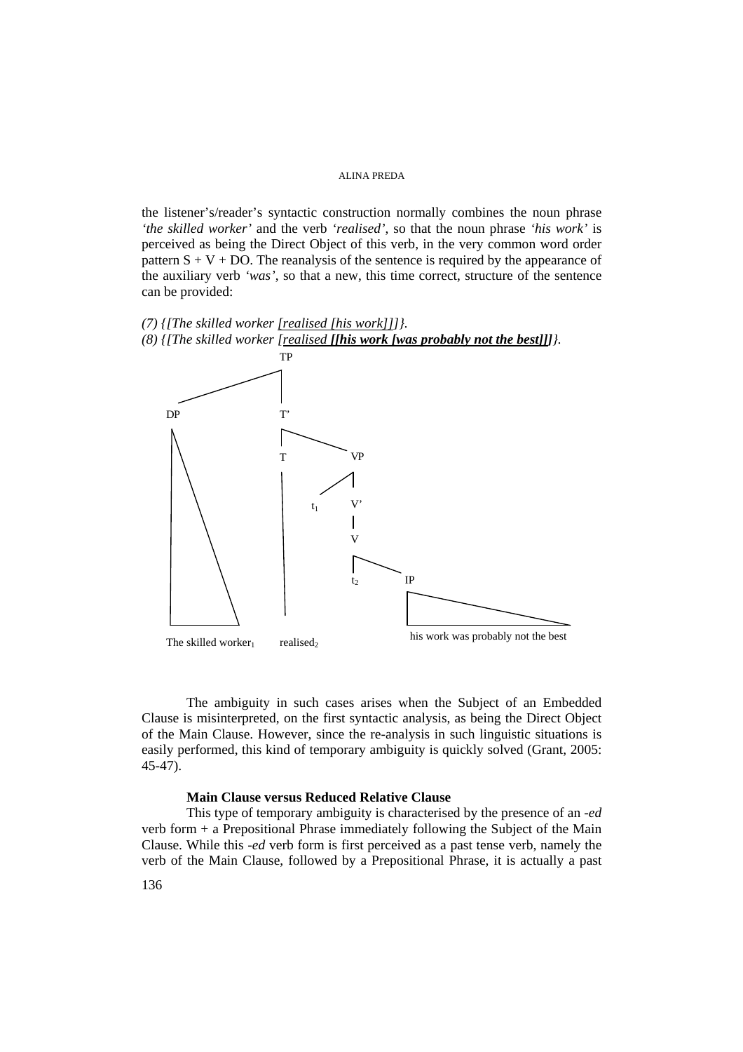the listener's/reader's syntactic construction normally combines the noun phrase *'the skilled worker'* and the verb *'realised'*, so that the noun phrase *'his work'* is perceived as being the Direct Object of this verb, in the very common word order pattern S + V + DO. The reanalysis of the sentence is required by the appearance of the auxiliary verb *'was'*, so that a new, this time correct, structure of the sentence can be provided:

*(7) {[The skilled worker <u>[realised [his work]]</u>]}.*
*(8) {[The skilled worker [<u>realised **[[his work [was probably not the best]]</u>]</u>**]}.*

```
TP
├── DP
│   └── The skilled worker₁
└── T'
    ├── T
    │   └── realised₂
    └── VP
        ├── t₁
        └── V'
            └── V
                ├── t₂
                └── IP
                    └── his work was probably not the best
```

The ambiguity in such cases arises when the Subject of an Embedded Clause is misinterpreted, on the first syntactic analysis, as being the Direct Object of the Main Clause. However, since the re-analysis in such linguistic situations is easily performed, this kind of temporary ambiguity is quickly solved (Grant, 2005: 45-47).

**Main Clause versus Reduced Relative Clause**

This type of temporary ambiguity is characterised by the presence of an *-ed* verb form + a Prepositional Phrase immediately following the Subject of the Main Clause. While this *-ed* verb form is first perceived as a past tense verb, namely the verb of the Main Clause, followed by a Prepositional Phrase, it is actually a past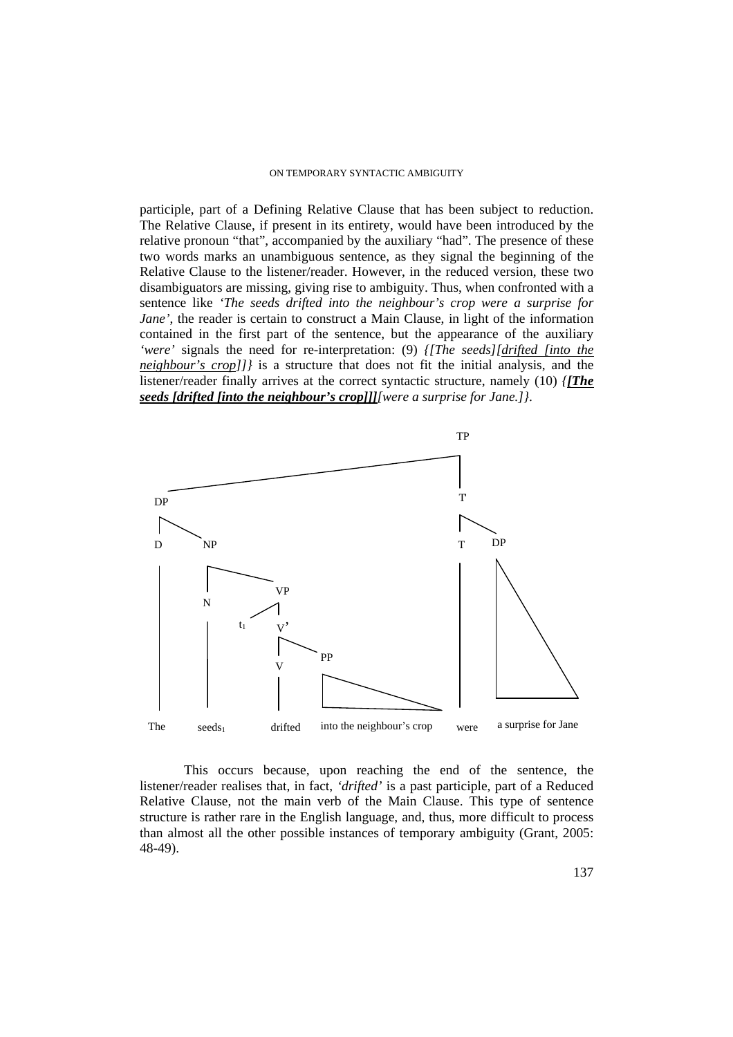participle, part of a Defining Relative Clause that has been subject to reduction. The Relative Clause, if present in its entirety, would have been introduced by the relative pronoun "that", accompanied by the auxiliary "had". The presence of these two words marks an unambiguous sentence, as they signal the beginning of the Relative Clause to the listener/reader. However, in the reduced version, these two disambiguators are missing, giving rise to ambiguity. Thus, when confronted with a sentence like *'The seeds drifted into the neighbour's crop were a surprise for Jane'*, the reader is certain to construct a Main Clause, in light of the information contained in the first part of the sentence, but the appearance of the auxiliary *'were'* signals the need for re-interpretation: (9) *{[The seeds][drifted [into the neighbour's crop]]}* is a structure that does not fit the initial analysis, and the listener/reader finally arrives at the correct syntactic structure, namely (10) *{**[The seeds [drifted [into the neighbour's crop]]]**[were a surprise for Jane.]}*.

This occurs because, upon reaching the end of the sentence, the listener/reader realises that, in fact, *'drifted'* is a past participle, part of a Reduced Relative Clause, not the main verb of the Main Clause. This type of sentence structure is rather rare in the English language, and, thus, more difficult to process than almost all the other possible instances of temporary ambiguity (Grant, 2005: 48-49).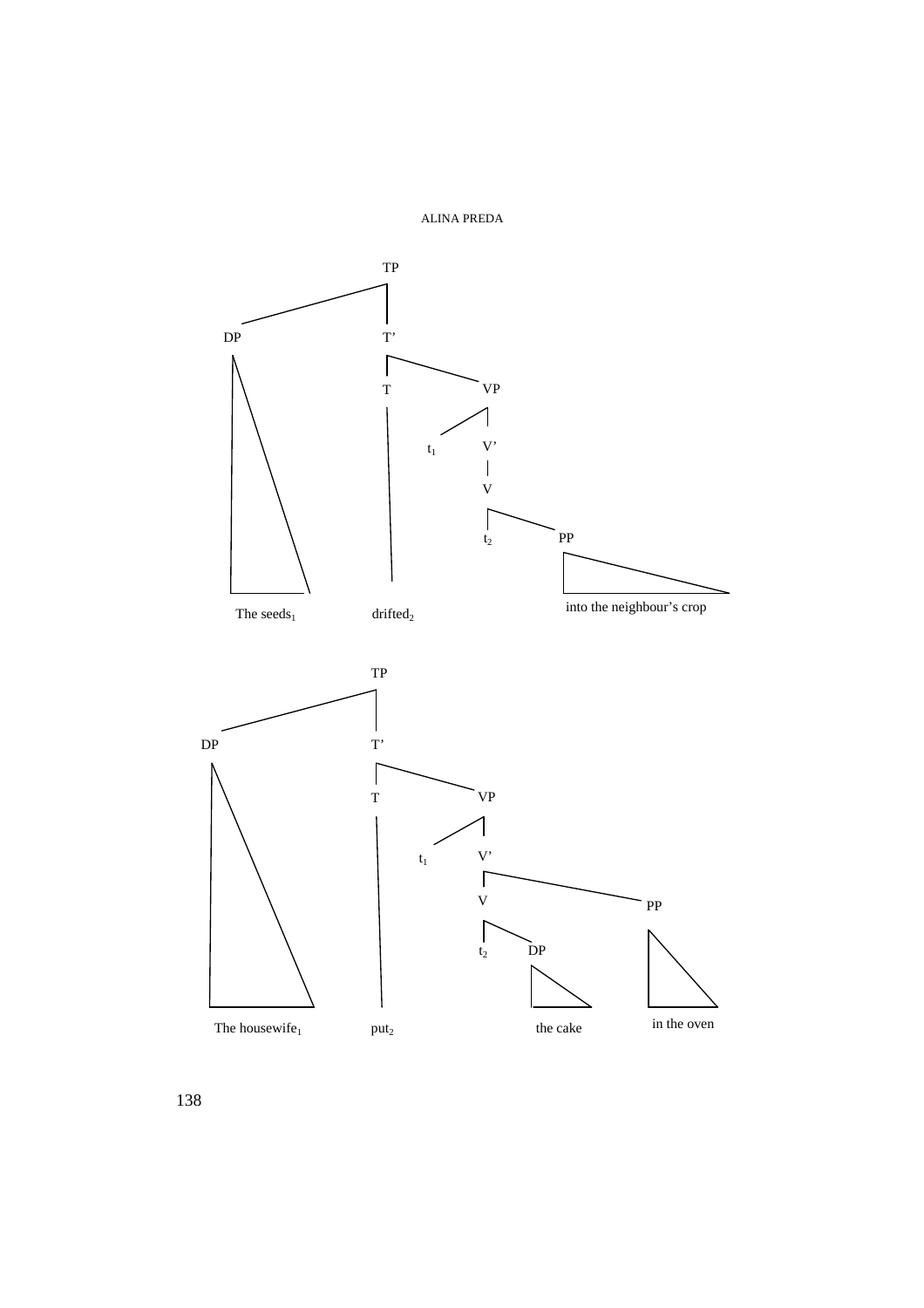```
                TP
         ______|______
        DP            T'
        |        _____|_____
        |       T           VP
        |       |       ____|____
        |       |      t1        V'
        |       |                |
        |       |                V
        |       |            ____|____
        |       |           t2        PP
        |       |                     |
   The seeds1  drifted2      into the neighbour's crop
```

```
                TP
         ______|______
        DP            T'
        |        _____|_____
        |       T           VP
        |       |       ____|____
        |       |      t1        V'
        |       |             ___|________
        |       |            V            PP
        |       |         ___|___         |
        |       |        t2      DP       |
        |       |                |        |
 The housewife1  put2        the cake  in the oven
```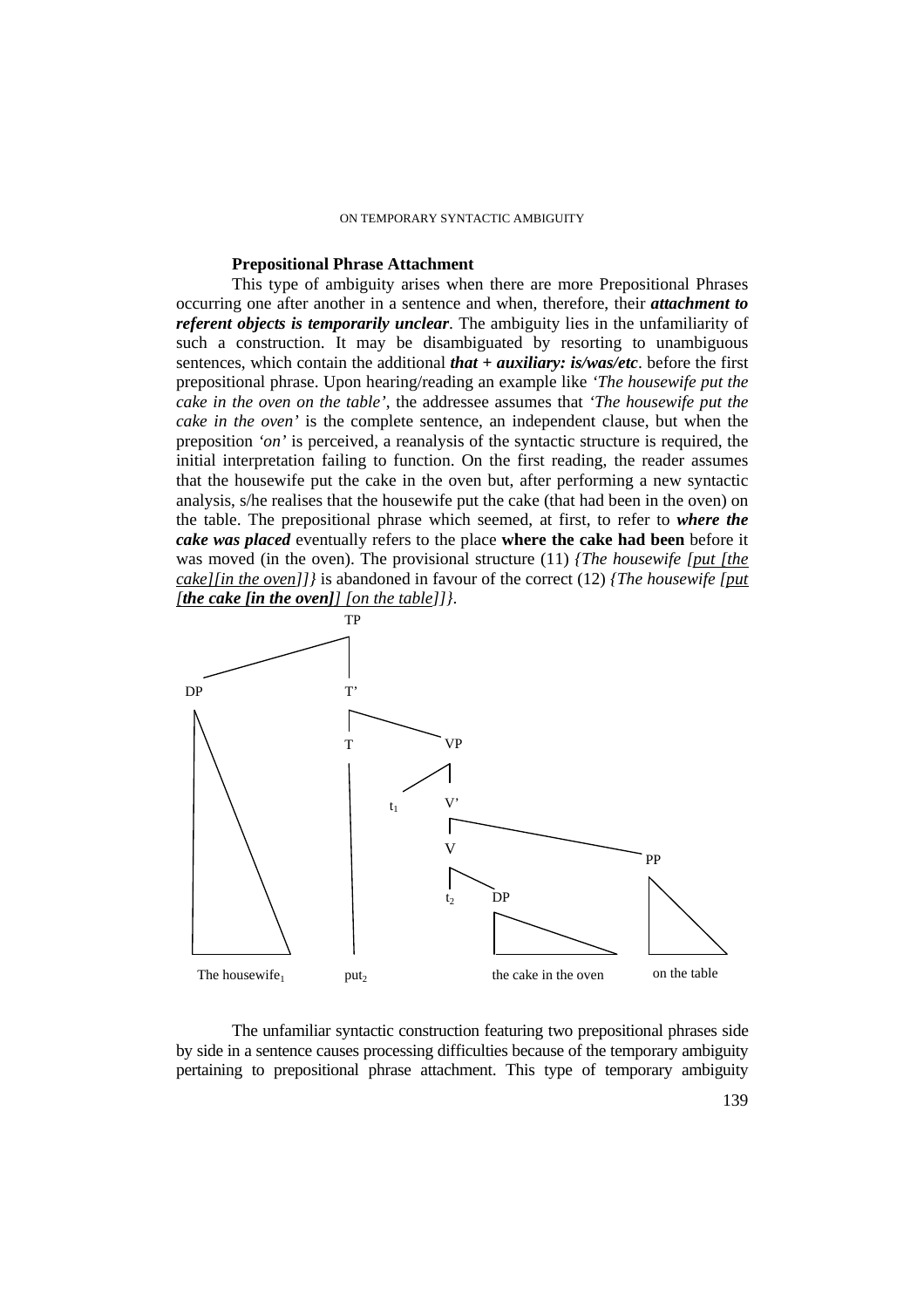### Prepositional Phrase Attachment

This type of ambiguity arises when there are more Prepositional Phrases occurring one after another in a sentence and when, therefore, their ***attachment to referent objects is temporarily unclear***. The ambiguity lies in the unfamiliarity of such a construction. It may be disambiguated by resorting to unambiguous sentences, which contain the additional ***that + auxiliary: is/was/etc***. before the first prepositional phrase. Upon hearing/reading an example like *'The housewife put the cake in the oven on the table'*, the addressee assumes that *'The housewife put the cake in the oven'* is the complete sentence, an independent clause, but when the preposition *'on'* is perceived, a reanalysis of the syntactic structure is required, the initial interpretation failing to function. On the first reading, the reader assumes that the housewife put the cake in the oven but, after performing a new syntactic analysis, s/he realises that the housewife put the cake (that had been in the oven) on the table. The prepositional phrase which seemed, at first, to refer to ***where the cake was placed*** eventually refers to the place **where the cake had been** before it was moved (in the oven). The provisional structure (11) *{The housewife [<u>put [the cake][in the oven]</u>]}* is abandoned in favour of the correct (12) *{The housewife [<u>put [**the cake [in the oven]**] [on the table]</u>]}*.

```
                    TP
        ____________|
       DP           T'
       |            |________
       |            T        VP
       |            |     ___|
       |            |    t1   V'
       |            |         |_______________________
       |            |         V                       PP
       |            |         |____                   |
       |            |         t2   DP                 |
       |            |              |                  |
The housewife1     put2     the cake in the oven   on the table
```

The unfamiliar syntactic construction featuring two prepositional phrases side by side in a sentence causes processing difficulties because of the temporary ambiguity pertaining to prepositional phrase attachment. This type of temporary ambiguity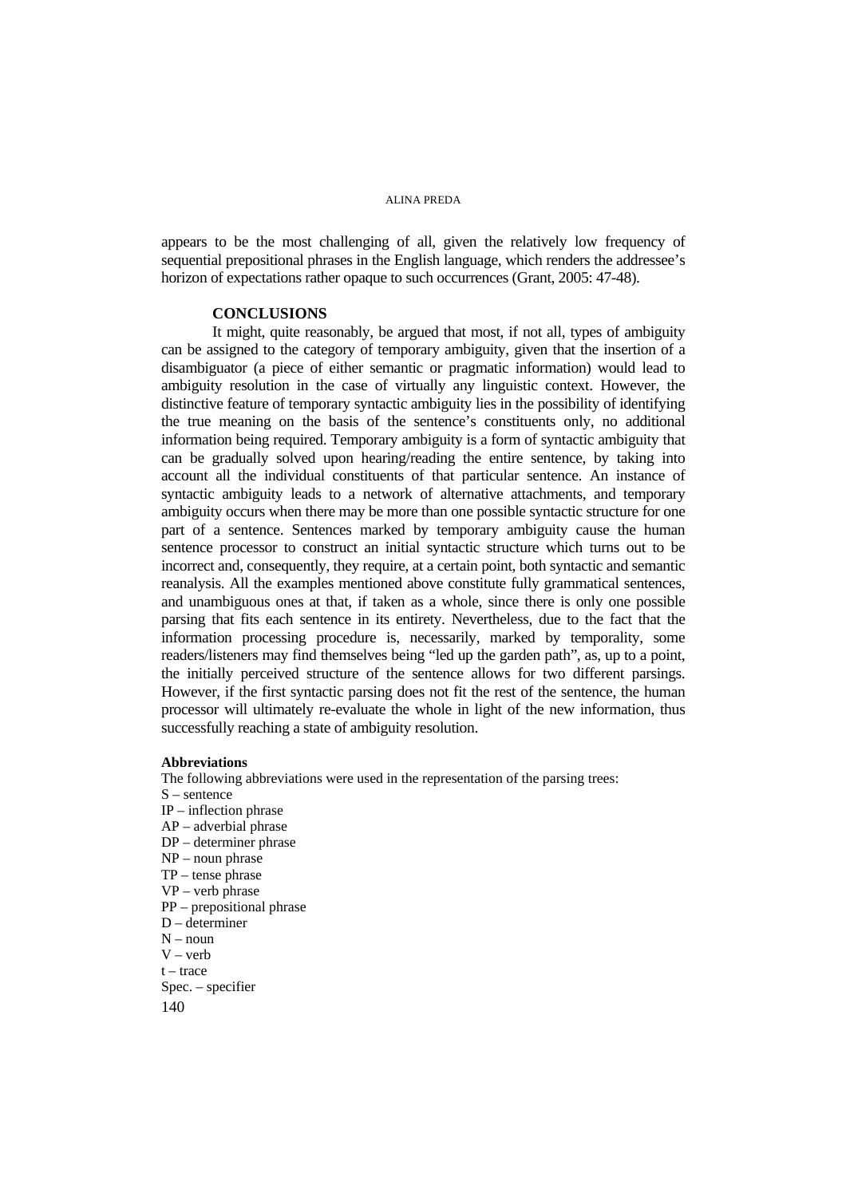appears to be the most challenging of all, given the relatively low frequency of sequential prepositional phrases in the English language, which renders the addressee's horizon of expectations rather opaque to such occurrences (Grant, 2005: 47-48).

## CONCLUSIONS

It might, quite reasonably, be argued that most, if not all, types of ambiguity can be assigned to the category of temporary ambiguity, given that the insertion of a disambiguator (a piece of either semantic or pragmatic information) would lead to ambiguity resolution in the case of virtually any linguistic context. However, the distinctive feature of temporary syntactic ambiguity lies in the possibility of identifying the true meaning on the basis of the sentence's constituents only, no additional information being required. Temporary ambiguity is a form of syntactic ambiguity that can be gradually solved upon hearing/reading the entire sentence, by taking into account all the individual constituents of that particular sentence. An instance of syntactic ambiguity leads to a network of alternative attachments, and temporary ambiguity occurs when there may be more than one possible syntactic structure for one part of a sentence. Sentences marked by temporary ambiguity cause the human sentence processor to construct an initial syntactic structure which turns out to be incorrect and, consequently, they require, at a certain point, both syntactic and semantic reanalysis. All the examples mentioned above constitute fully grammatical sentences, and unambiguous ones at that, if taken as a whole, since there is only one possible parsing that fits each sentence in its entirety. Nevertheless, due to the fact that the information processing procedure is, necessarily, marked by temporality, some readers/listeners may find themselves being "led up the garden path", as, up to a point, the initially perceived structure of the sentence allows for two different parsings. However, if the first syntactic parsing does not fit the rest of the sentence, the human processor will ultimately re-evaluate the whole in light of the new information, thus successfully reaching a state of ambiguity resolution.

**Abbreviations**

The following abbreviations were used in the representation of the parsing trees:

S – sentence
IP – inflection phrase
AP – adverbial phrase
DP – determiner phrase
NP – noun phrase
TP – tense phrase
VP – verb phrase
PP – prepositional phrase
D – determiner
N – noun
V – verb
t – trace
Spec. – specifier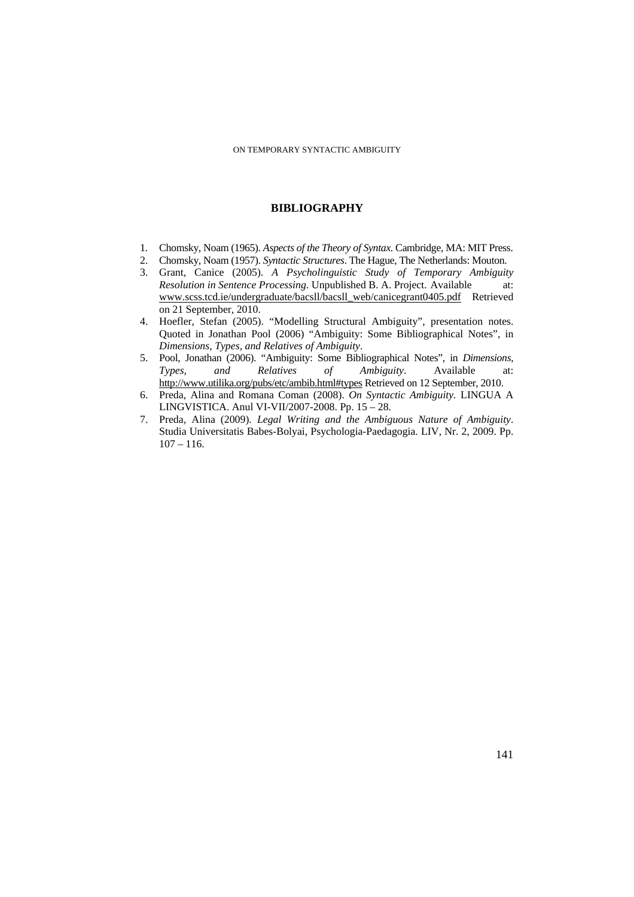## BIBLIOGRAPHY

1. Chomsky, Noam (1965). *Aspects of the Theory of Syntax*. Cambridge, MA: MIT Press.
2. Chomsky, Noam (1957). *Syntactic Structures*. The Hague, The Netherlands: Mouton.
3. Grant, Canice (2005). *A Psycholinguistic Study of Temporary Ambiguity Resolution in Sentence Processing*. Unpublished B. A. Project. Available at: www.scss.tcd.ie/undergraduate/bacsll/bacsll_web/canicegrant0405.pdf Retrieved on 21 September, 2010.
4. Hoefler, Stefan (2005). "Modelling Structural Ambiguity", presentation notes. Quoted in Jonathan Pool (2006) "Ambiguity: Some Bibliographical Notes", in *Dimensions, Types, and Relatives of Ambiguity*.
5. Pool, Jonathan (2006). "Ambiguity: Some Bibliographical Notes", in *Dimensions, Types, and Relatives of Ambiguity*. Available at: http://www.utilika.org/pubs/etc/ambib.html#types Retrieved on 12 September, 2010.
6. Preda, Alina and Romana Coman (2008). *On Syntactic Ambiguity*. LINGUA A LINGVISTICA. Anul VI-VII/2007-2008. Pp. 15 – 28.
7. Preda, Alina (2009). *Legal Writing and the Ambiguous Nature of Ambiguity*. Studia Universitatis Babes-Bolyai, Psychologia-Paedagogia. LIV, Nr. 2, 2009. Pp. 107 – 116.